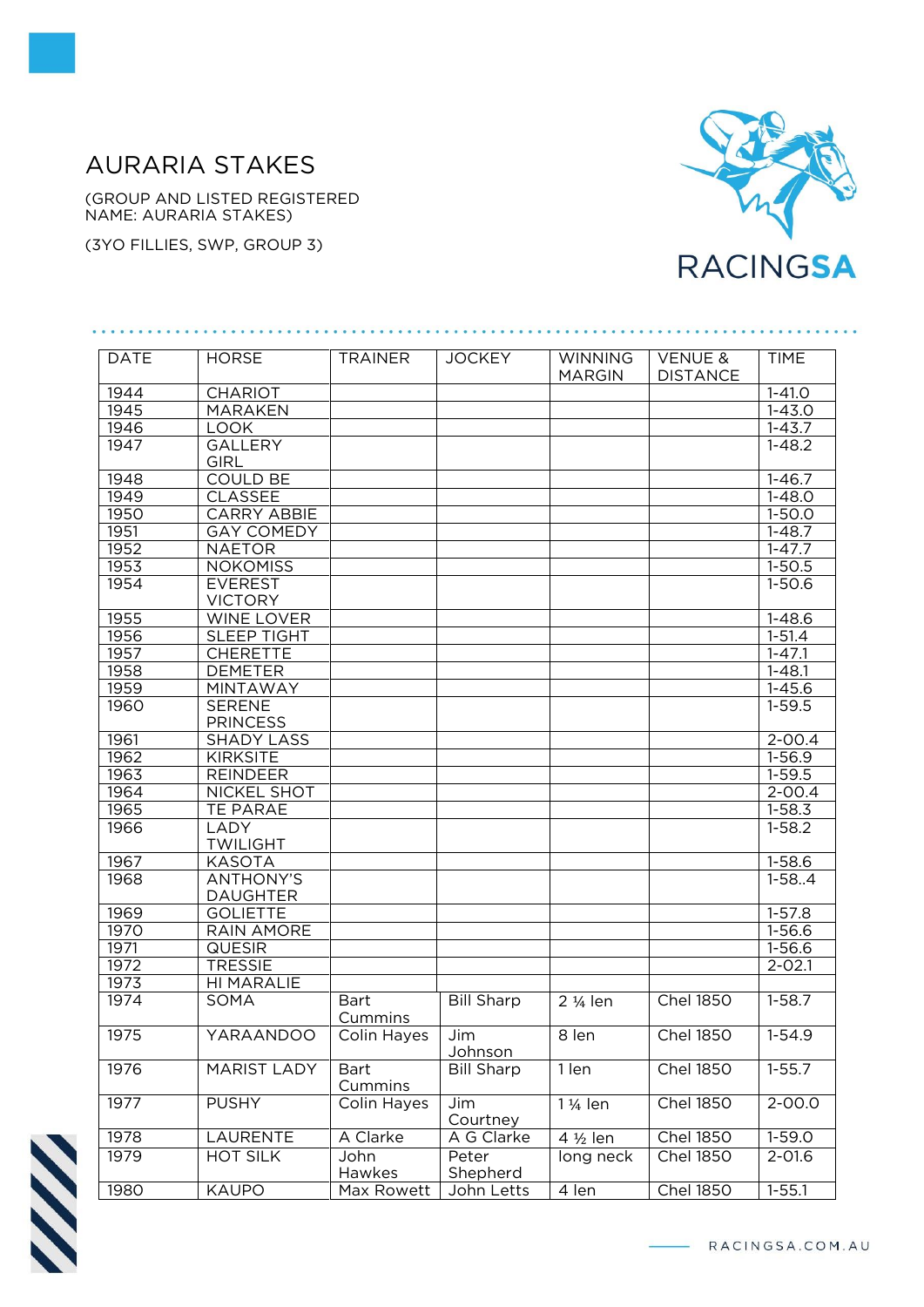# AURARIA STAKES

(GROUP AND LISTED REGISTERED NAME: AURARIA STAKES)

(3YO FILLIES, SWP, GROUP 3)

| DATE | HORSE | TRAINER | JOCKEY | WINNING MARGIN | VENUE & DISTANCE | TIME |
|---|---|---|---|---|---|---|
| 1944 | CHARIOT | | | | | 1-41.0 |
| 1945 | MARAKEN | | | | | 1-43.0 |
| 1946 | LOOK | | | | | 1-43.7 |
| 1947 | GALLERY GIRL | | | | | 1-48.2 |
| 1948 | COULD BE | | | | | 1-46.7 |
| 1949 | CLASSEE | | | | | 1-48.0 |
| 1950 | CARRY ABBIE | | | | | 1-50.0 |
| 1951 | GAY COMEDY | | | | | 1-48.7 |
| 1952 | NAETOR | | | | | 1-47.7 |
| 1953 | NOKOMISS | | | | | 1-50.5 |
| 1954 | EVEREST VICTORY | | | | | 1-50.6 |
| 1955 | WINE LOVER | | | | | 1-48.6 |
| 1956 | SLEEP TIGHT | | | | | 1-51.4 |
| 1957 | CHERETTE | | | | | 1-47.1 |
| 1958 | DEMETER | | | | | 1-48.1 |
| 1959 | MINTAWAY | | | | | 1-45.6 |
| 1960 | SERENE PRINCESS | | | | | 1-59.5 |
| 1961 | SHADY LASS | | | | | 2-00.4 |
| 1962 | KIRKSITE | | | | | 1-56.9 |
| 1963 | REINDEER | | | | | 1-59.5 |
| 1964 | NICKEL SHOT | | | | | 2-00.4 |
| 1965 | TE PARAE | | | | | 1-58.3 |
| 1966 | LADY TWILIGHT | | | | | 1-58.2 |
| 1967 | KASOTA | | | | | 1-58.6 |
| 1968 | ANTHONY'S DAUGHTER | | | | | 1-58..4 |
| 1969 | GOLIETTE | | | | | 1-57.8 |
| 1970 | RAIN AMORE | | | | | 1-56.6 |
| 1971 | QUESIR | | | | | 1-56.6 |
| 1972 | TRESSIE | | | | | 2-02.1 |
| 1973 | HI MARALIE | | | | | |
| 1974 | SOMA | Bart Cummins | Bill Sharp | 2 ¼ len | Chel 1850 | 1-58.7 |
| 1975 | YARAANDOO | Colin Hayes | Jim Johnson | 8 len | Chel 1850 | 1-54.9 |
| 1976 | MARIST LADY | Bart Cummins | Bill Sharp | 1 len | Chel 1850 | 1-55.7 |
| 1977 | PUSHY | Colin Hayes | Jim Courtney | 1 ¼ len | Chel 1850 | 2-00.0 |
| 1978 | LAURENTE | A Clarke | A G Clarke | 4 ½ len | Chel 1850 | 1-59.0 |
| 1979 | HOT SILK | John Hawkes | Peter Shepherd | long neck | Chel 1850 | 2-01.6 |
| 1980 | KAUPO | Max Rowett | John Letts | 4 len | Chel 1850 | 1-55.1 |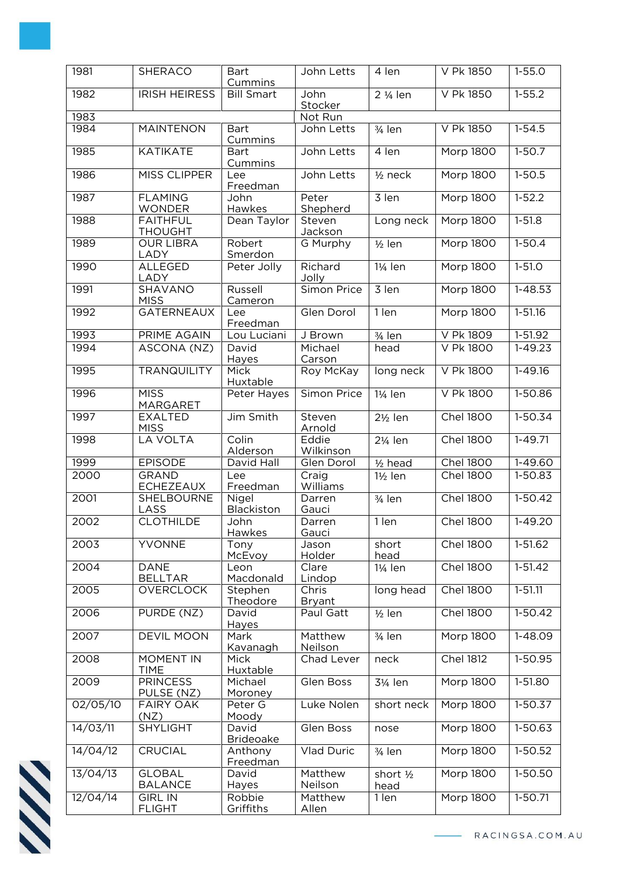| 1981 | SHERACO | Bart Cummins | John Letts | 4 len | V Pk 1850 | 1-55.0 |
|---|---|---|---|---|---|---|
| 1982 | IRISH HEIRESS | Bill Smart | John Stocker | 2 ¼ len | V Pk 1850 | 1-55.2 |
| 1983 | | | Not Run | | | |
| 1984 | MAINTENON | Bart Cummins | John Letts | ¾ len | V Pk 1850 | 1-54.5 |
| 1985 | KATIKATE | Bart Cummins | John Letts | 4 len | Morp 1800 | 1-50.7 |
| 1986 | MISS CLIPPER | Lee Freedman | John Letts | ½ neck | Morp 1800 | 1-50.5 |
| 1987 | FLAMING WONDER | John Hawkes | Peter Shepherd | 3 len | Morp 1800 | 1-52.2 |
| 1988 | FAITHFUL THOUGHT | Dean Taylor | Steven Jackson | Long neck | Morp 1800 | 1-51.8 |
| 1989 | OUR LIBRA LADY | Robert Smerdon | G Murphy | ½ len | Morp 1800 | 1-50.4 |
| 1990 | ALLEGED LADY | Peter Jolly | Richard Jolly | 1¼ len | Morp 1800 | 1-51.0 |
| 1991 | SHAVANO MISS | Russell Cameron | Simon Price | 3 len | Morp 1800 | 1-48.53 |
| 1992 | GATERNEAUX | Lee Freedman | Glen Dorol | 1 len | Morp 1800 | 1-51.16 |
| 1993 | PRIME AGAIN | Lou Luciani | J Brown | ¾ len | V Pk 1809 | 1-51.92 |
| 1994 | ASCONA (NZ) | David Hayes | Michael Carson | head | V Pk 1800 | 1-49.23 |
| 1995 | TRANQUILITY | Mick Huxtable | Roy McKay | long neck | V Pk 1800 | 1-49.16 |
| 1996 | MISS MARGARET | Peter Hayes | Simon Price | 1¼ len | V Pk 1800 | 1-50.86 |
| 1997 | EXALTED MISS | Jim Smith | Steven Arnold | 2½ len | Chel 1800 | 1-50.34 |
| 1998 | LA VOLTA | Colin Alderson | Eddie Wilkinson | 2¼ len | Chel 1800 | 1-49.71 |
| 1999 | EPISODE | David Hall | Glen Dorol | ½ head | Chel 1800 | 1-49.60 |
| 2000 | GRAND ECHEZEAUX | Lee Freedman | Craig Williams | 1½ len | Chel 1800 | 1-50.83 |
| 2001 | SHELBOURNE LASS | Nigel Blackiston | Darren Gauci | ¾ len | Chel 1800 | 1-50.42 |
| 2002 | CLOTHILDE | John Hawkes | Darren Gauci | 1 len | Chel 1800 | 1-49.20 |
| 2003 | YVONNE | Tony McEvoy | Jason Holder | short head | Chel 1800 | 1-51.62 |
| 2004 | DANE BELLTAR | Leon Macdonald | Clare Lindop | 1¼ len | Chel 1800 | 1-51.42 |
| 2005 | OVERCLOCK | Stephen Theodore | Chris Bryant | long head | Chel 1800 | 1-51.11 |
| 2006 | PURDE (NZ) | David Hayes | Paul Gatt | ½ len | Chel 1800 | 1-50.42 |
| 2007 | DEVIL MOON | Mark Kavanagh | Matthew Neilson | ¾ len | Morp 1800 | 1-48.09 |
| 2008 | MOMENT IN TIME | Mick Huxtable | Chad Lever | neck | Chel 1812 | 1-50.95 |
| 2009 | PRINCESS PULSE (NZ) | Michael Moroney | Glen Boss | 3¼ len | Morp 1800 | 1-51.80 |
| 02/05/10 | FAIRY OAK (NZ) | Peter G Moody | Luke Nolen | short neck | Morp 1800 | 1-50.37 |
| 14/03/11 | SHYLIGHT | David Brideoake | Glen Boss | nose | Morp 1800 | 1-50.63 |
| 14/04/12 | CRUCIAL | Anthony Freedman | Vlad Duric | ¾ len | Morp 1800 | 1-50.52 |
| 13/04/13 | GLOBAL BALANCE | David Hayes | Matthew Neilson | short ½ head | Morp 1800 | 1-50.50 |
| 12/04/14 | GIRL IN FLIGHT | Robbie Griffiths | Matthew Allen | 1 len | Morp 1800 | 1-50.71 |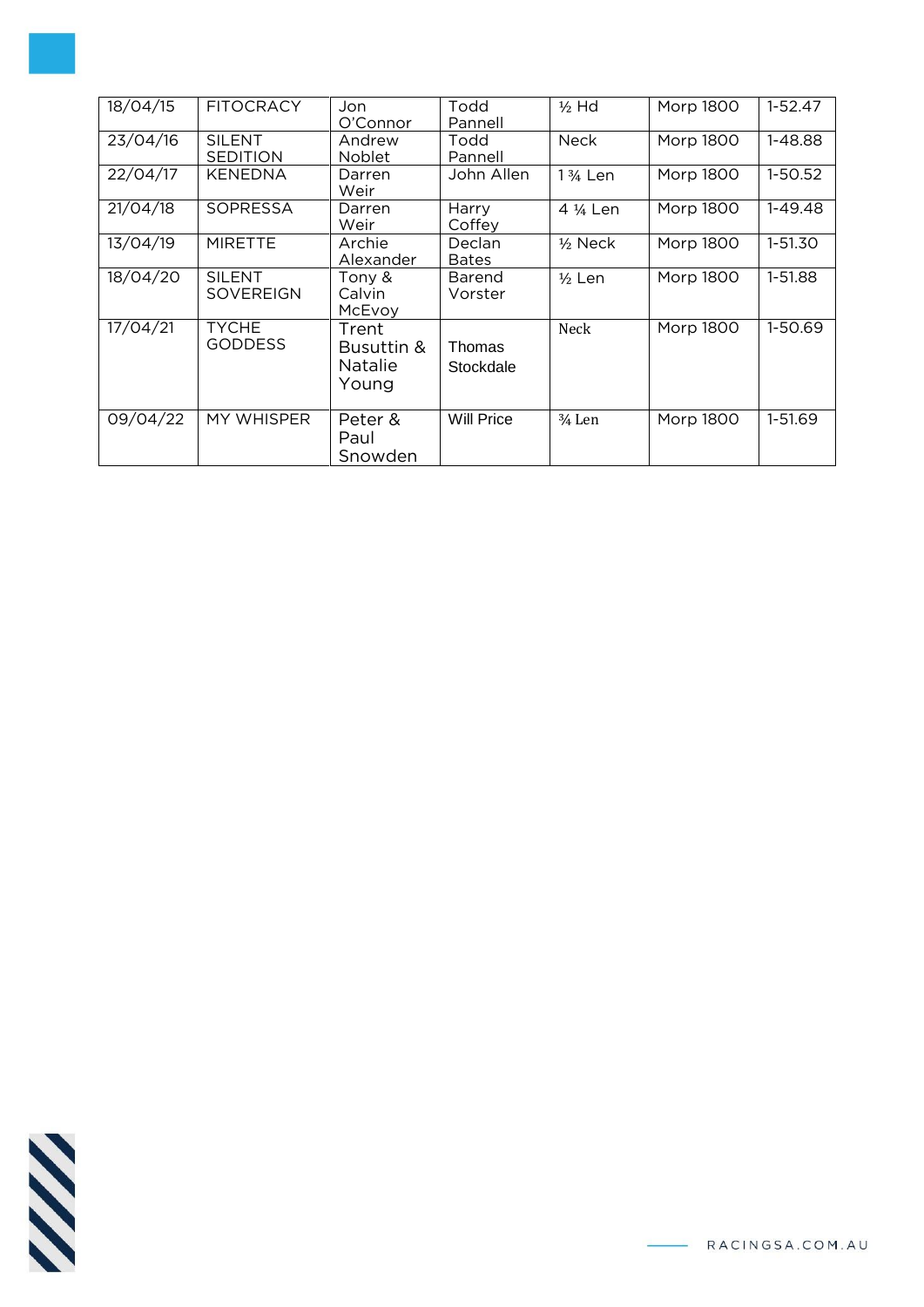| | | | | | | |
|---|---|---|---|---|---|---|
| 18/04/15 | FITOCRACY | Jon O'Connor | Todd Pannell | ½ Hd | Morp 1800 | 1-52.47 |
| 23/04/16 | SILENT SEDITION | Andrew Noblet | Todd Pannell | Neck | Morp 1800 | 1-48.88 |
| 22/04/17 | KENEDNA | Darren Weir | John Allen | 1 ¾ Len | Morp 1800 | 1-50.52 |
| 21/04/18 | SOPRESSA | Darren Weir | Harry Coffey | 4 ¼ Len | Morp 1800 | 1-49.48 |
| 13/04/19 | MIRETTE | Archie Alexander | Declan Bates | ½ Neck | Morp 1800 | 1-51.30 |
| 18/04/20 | SILENT SOVEREIGN | Tony & Calvin McEvoy | Barend Vorster | ½ Len | Morp 1800 | 1-51.88 |
| 17/04/21 | TYCHE GODDESS | Trent Busuttin & Natalie Young | Thomas Stockdale | Neck | Morp 1800 | 1-50.69 |
| 09/04/22 | MY WHISPER | Peter & Paul Snowden | Will Price | ¾ Len | Morp 1800 | 1-51.69 |